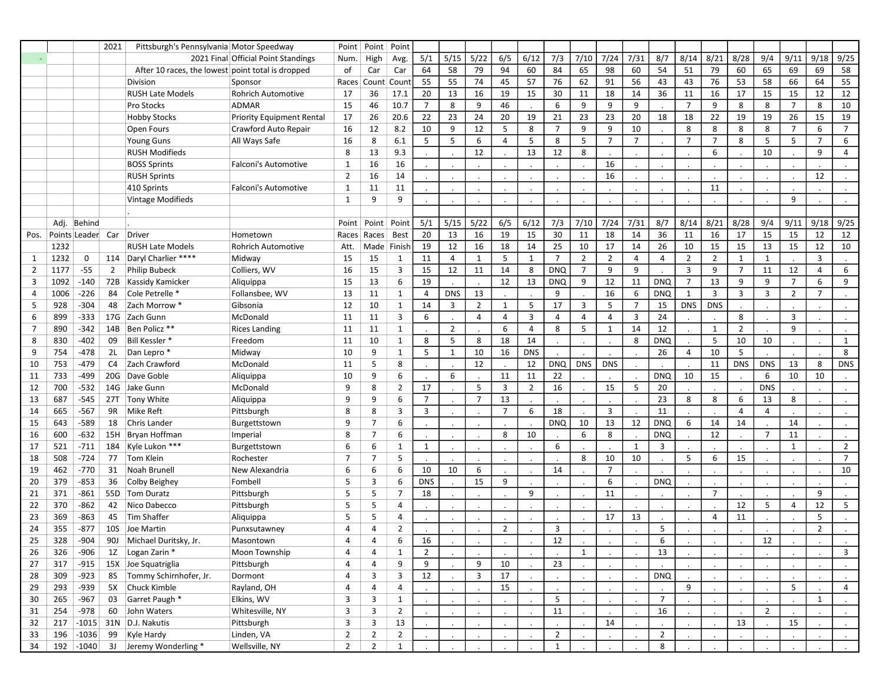|  |  |  | 2021 | Pittsburgh's Pennsylvania | Motor Speedway | Point | Point | Point |  |  |  |  |  |  |  |  |  |  |  |  |  |  |  |  |  |
|---|---|---|---|---|---|---|---|---|---|---|---|---|---|---|---|---|---|---|---|---|---|---|---|---|---|
| - |  |  |  | 2021 Final | Official Point Standings | Num. | High | Avg. | 5/1 | 5/15 | 5/22 | 6/5 | 6/12 | 7/3 | 7/10 | 7/24 | 7/31 | 8/7 | 8/14 | 8/21 | 8/28 | 9/4 | 9/11 | 9/18 | 9/25 |
|  |  |  |  | After 10 races, the lowest | point total is dropped | of | Car | Car | 64 | 58 | 79 | 94 | 60 | 84 | 65 | 98 | 60 | 54 | 51 | 79 | 60 | 65 | 69 | 69 | 58 |
|  |  |  |  | Division | Sponsor | Races | Count | Count | 55 | 55 | 74 | 45 | 57 | 76 | 62 | 91 | 56 | 43 | 43 | 76 | 53 | 58 | 66 | 64 | 55 |
|  |  |  |  | RUSH Late Models | Rohrich Automotive | 17 | 36 | 17.1 | 20 | 13 | 16 | 19 | 15 | 30 | 11 | 18 | 14 | 36 | 11 | 16 | 17 | 15 | 15 | 12 | 12 |
|  |  |  |  | Pro Stocks | ADMAR | 15 | 46 | 10.7 | 7 | 8 | 9 | 46 | . | 6 | 9 | 9 | 9 | . | 7 | 9 | 8 | 8 | 7 | 8 | 10 |
|  |  |  |  | Hobby Stocks | Priority Equipment Rental | 17 | 26 | 20.6 | 22 | 23 | 24 | 20 | 19 | 21 | 23 | 23 | 20 | 18 | 18 | 22 | 19 | 19 | 26 | 15 | 19 |
|  |  |  |  | Open Fours | Crawford Auto Repair | 16 | 12 | 8.2 | 10 | 9 | 12 | 5 | 8 | 7 | 9 | 9 | 10 | . | 8 | 8 | 8 | 8 | 7 | 6 | 7 |
|  |  |  |  | Young Guns | All Ways Safe | 16 | 8 | 6.1 | 5 | 5 | 6 | 4 | 5 | 8 | 5 | 7 | 7 | . | 7 | 7 | 8 | 5 | 5 | 7 | 6 |
|  |  |  |  | RUSH Modifieds |  | 8 | 13 | 9.3 | . | . | 12 | . | 13 | 12 | 8 | . | . | . | . | 6 | . | 10 | . | 9 | 4 |
|  |  |  |  | BOSS Sprints | Falconi's Automotive | 1 | 16 | 16 | . | . | . | . | . | . | . | 16 | . | . | . | . | . | . | . | . | . |
|  |  |  |  | RUSH Sprints |  | 2 | 16 | 14 | . | . | . | . | . | . | . | 16 | . | . | . | . | . | . | . | 12 | . |
|  |  |  |  | 410 Sprints | Falconi's Automotive | 1 | 11 | 11 | . | . | . | . | . | . | . | . | . | . | . | 11 | . | . | . | . | . |
|  |  |  |  | Vintage Modifieds |  | 1 | 9 | 9 | . | . | . | . | . | . | . | . | . | . | . | . | . | . | 9 | . | . |
|  |  |  |  | . |  |  |  |  |  |  |  |  |  |  |  |  |  |  |  |  |  |  |  |  |  |
|  | Adj. | Behind |  | . |  | Point | Point | Point | 5/1 | 5/15 | 5/22 | 6/5 | 6/12 | 7/3 | 7/10 | 7/24 | 7/31 | 8/7 | 8/14 | 8/21 | 8/28 | 9/4 | 9/11 | 9/18 | 9/25 |
| Pos. | Points | Leader | Car | Driver | Hometown | Races | Races | Best | 20 | 13 | 16 | 19 | 15 | 30 | 11 | 18 | 14 | 36 | 11 | 16 | 17 | 15 | 15 | 12 | 12 |
|  | 1232 |  |  | RUSH Late Models | Rohrich Automotive | Att. | Made | Finish | 19 | 12 | 16 | 18 | 14 | 25 | 10 | 17 | 14 | 26 | 10 | 15 | 15 | 13 | 15 | 12 | 10 |
| 1 | 1232 | 0 | 114 | Daryl Charlier **** | Midway | 15 | 15 | 1 | 11 | 4 | 1 | 5 | 1 | 7 | 2 | 2 | 4 | 4 | 2 | 2 | 1 | 1 | . | 3 | . |
| 2 | 1177 | -55 | 2 | Philip Bubeck | Colliers, WV | 16 | 15 | 3 | 15 | 12 | 11 | 14 | 8 | DNQ | 7 | 9 | 9 | . | 3 | 9 | 7 | 11 | 12 | 4 | 6 |
| 3 | 1092 | -140 | 72B | Kassidy Kamicker | Aliquippa | 15 | 13 | 6 | 19 | . | . | 12 | 13 | DNQ | 9 | 12 | 11 | DNQ | 7 | 13 | 9 | 9 | 7 | 6 | 9 |
| 4 | 1006 | -226 | 84 | Cole Petrelle * | Follansbee, WV | 13 | 11 | 1 | 4 | DNS | 13 | . | . | 9 | . | 16 | 6 | DNQ | 1 | 3 | 3 | 3 | 2 | 7 | . |
| 5 | 928 | -304 | 48 | Zach Morrow * | Gibsonia | 12 | 10 | 1 | 14 | 3 | 2 | 1 | 5 | 17 | 3 | 5 | 7 | 15 | DNS | DNS | . | . | . | . | . |
| 6 | 899 | -333 | 17G | Zach Gunn | McDonald | 11 | 11 | 3 | 6 | . | 4 | 4 | 3 | 4 | 4 | 4 | 3 | 24 | . | . | 8 | . | 3 | . | . |
| 7 | 890 | -342 | 14B | Ben Policz ** | Rices Landing | 11 | 11 | 1 | . | 2 | . | 6 | 4 | 8 | 5 | 1 | 14 | 12 | . | 1 | 2 | . | 9 | . | . |
| 8 | 830 | -402 | 09 | Bill Kessler * | Freedom | 11 | 10 | 1 | 8 | 5 | 8 | 18 | 14 | . | . | . | 8 | DNQ | . | 5 | 10 | 10 | . | . | 1 |
| 9 | 754 | -478 | 2L | Dan Lepro * | Midway | 10 | 9 | 1 | 5 | 1 | 10 | 16 | DNS | . | . | . | . | 26 | 4 | 10 | 5 | . | . | . | 8 |
| 10 | 753 | -479 | C4 | Zach Crawford | McDonald | 11 | 5 | 8 | . | . | 12 | . | 12 | DNQ | DNS | DNS | . | . | . | 11 | DNS | DNS | 13 | 8 | DNS |
| 11 | 733 | -499 | 20G | Dave Goble | Aliquippa | 10 | 9 | 6 | . | 6 | . | 11 | 11 | 22 | . | . | . | DNQ | 10 | 15 | . | 6 | 10 | 10 | . |
| 12 | 700 | -532 | 14G | Jake Gunn | McDonald | 9 | 8 | 2 | 17 | . | 5 | 3 | 2 | 16 | . | 15 | 5 | 20 | . | . | . | DNS | . | . | . |
| 13 | 687 | -545 | 27T | Tony White | Aliquippa | 9 | 9 | 6 | 7 | . | 7 | 13 | . | . | . | . | . | 23 | 8 | 8 | 6 | 13 | 8 | . | . |
| 14 | 665 | -567 | 9R | Mike Reft | Pittsburgh | 8 | 8 | 3 | 3 | . | . | 7 | 6 | 18 | . | 3 | . | 11 | . | . | 4 | 4 | . | . | . |
| 15 | 643 | -589 | 18 | Chris Lander | Burgettstown | 9 | 7 | 6 | . | . | . | . | . | DNQ | 10 | 13 | 12 | DNQ | 6 | 14 | 14 | . | 14 | . | . |
| 16 | 600 | -632 | 15H | Bryan Hoffman | Imperial | 8 | 7 | 6 | . | . | . | 8 | 10 | . | 6 | 8 | . | DNQ | . | 12 | . | 7 | 11 | . | . |
| 17 | 521 | -711 | 184 | Kyle Lukon *** | Burgettstown | 6 | 6 | 1 | 1 | . | . | . | . | 6 | . | . | 1 | 3 | . | . | . | . | 1 | . | 2 |
| 18 | 508 | -724 | 77 | Tom Klein | Rochester | 7 | 7 | 5 | . | . | . | . | . | . | 8 | 10 | 10 | . | 5 | 6 | 15 | . | . | . | 7 |
| 19 | 462 | -770 | 31 | Noah Brunell | New Alexandria | 6 | 6 | 6 | 10 | 10 | 6 | . | . | 14 | . | 7 | . | . | . | . | . | . | . | . | 10 |
| 20 | 379 | -853 | 36 | Colby Beighey | Fombell | 5 | 3 | 6 | DNS | . | 15 | 9 | . | . | . | 6 | . | DNQ | . | . | . | . | . | . | . |
| 21 | 371 | -861 | 55D | Tom Duratz | Pittsburgh | 5 | 5 | 7 | 18 | . | . | . | 9 | . | . | 11 | . | . | . | 7 | . | . | . | 9 | . |
| 22 | 370 | -862 | 42 | Nico Dabecco | Pittsburgh | 5 | 5 | 4 | . | . | . | . | . | . | . | . | . | . | . | . | 12 | 5 | 4 | 12 | 5 |
| 23 | 369 | -863 | 45 | Tim Shaffer | Aliquippa | 5 | 5 | 4 | . | . | . | . | . | . | . | 17 | 13 | . | . | 4 | 11 | . | . | 5 | . |
| 24 | 355 | -877 | 10S | Joe Martin | Punxsutawney | 4 | 4 | 2 | . | . | . | 2 | . | 3 | . | . | . | 5 | . | . | . | . | . | 2 | . |
| 25 | 328 | -904 | 90J | Michael Duritsky, Jr. | Masontown | 4 | 4 | 6 | 16 | . | . | . | . | 12 | . | . | . | 6 | . | . | . | 12 | . | . | . |
| 26 | 326 | -906 | 1Z | Logan Zarin * | Moon Township | 4 | 4 | 1 | 2 | . | . | . | . | . | 1 | . | . | 13 | . | . | . | . | . | . | 3 |
| 27 | 317 | -915 | 15X | Joe Squatriglia | Pittsburgh | 4 | 4 | 9 | 9 | . | 9 | 10 | . | 23 | . | . | . | . | . | . | . | . | . | . | . |
| 28 | 309 | -923 | 8S | Tommy Schirnhofer, Jr. | Dormont | 4 | 3 | 3 | 12 | . | 3 | 17 | . | . | . | . | . | DNQ | . | . | . | . | . | . | . |
| 29 | 293 | -939 | 5X | Chuck Kimble | Rayland, OH | 4 | 4 | 4 | . | . | . | 15 | . | . | . | . | . | . | 9 | . | . | . | 5 | . | 4 |
| 30 | 265 | -967 | 03 | Garret Paugh * | Elkins, WV | 3 | 3 | 1 | . | . | . | . | . | 5 | . | . | . | 7 | . | . | . | . | . | 1 | . |
| 31 | 254 | -978 | 60 | John Waters | Whitesville, NY | 3 | 3 | 2 | . | . | . | . | . | 11 | . | . | . | 16 | . | . | . | 2 | . | . | . |
| 32 | 217 | -1015 | 31N | D.J. Nakutis | Pittsburgh | 3 | 3 | 13 | . | . | . | . | . | . | . | 14 | . | . | . | . | 13 | . | 15 | . | . |
| 33 | 196 | -1036 | 99 | Kyle Hardy | Linden, VA | 2 | 2 | 2 | . | . | . | . | . | 2 | . | . | . | 2 | . | . | . | . | . | . | . |
| 34 | 192 | -1040 | 3J | Jeremy Wonderling * | Wellsville, NY | 2 | 2 | 1 | . | . | . | . | . | 1 | . | . | . | 8 | . | . | . | . | . | . | . |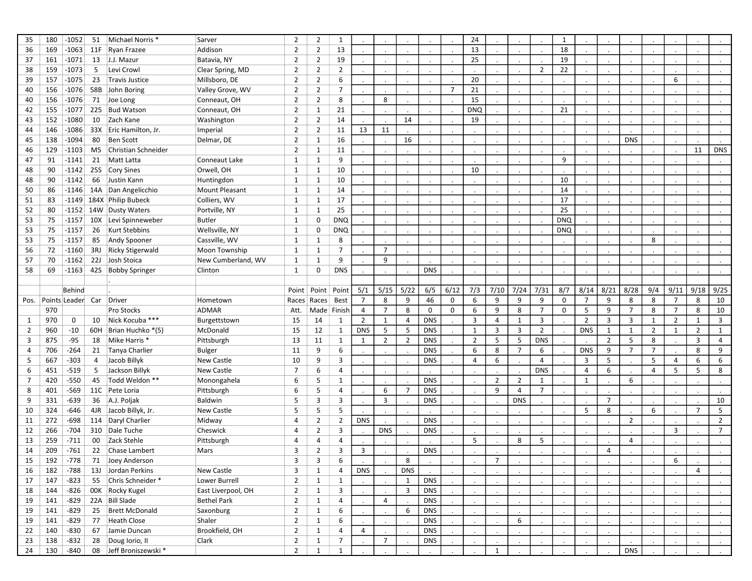| 35 | 180 | -1052 | 51 | Michael Norris * | Sarver | 2 | 2 | 1 | . | . | . | . | . | 24 | . | . | . | 1 | . | . | . | . | . | . | . |
|---|---|---|---|---|---|---|---|---|---|---|---|---|---|---|---|---|---|---|---|---|---|---|---|---|---|
| 36 | 169 | -1063 | 11F | Ryan Frazee | Addison | 2 | 2 | 13 | . | . | . | . | . | 13 | . | . | . | 18 | . | . | . | . | . | . | . |
| 37 | 161 | -1071 | 13 | J.J. Mazur | Batavia, NY | 2 | 2 | 19 | . | . | . | . | . | 25 | . | . | . | 19 | . | . | . | . | . | . | . |
| 38 | 159 | -1073 | 5 | Levi Crowl | Clear Spring, MD | 2 | 2 | 2 | . | . | . | . | . | . | . | . | 2 | 22 | . | . | . | . | . | . | . |
| 39 | 157 | -1075 | 23 | Travis Justice | Millsboro, DE | 2 | 2 | 6 | . | . | . | . | . | 20 | . | . | . | . | . | . | . | . | 6 | . | . |
| 40 | 156 | -1076 | 58B | John Boring | Valley Grove, WV | 2 | 2 | 7 | . | . | . | . | 7 | 21 | . | . | . | . | . | . | . | . | . | . | . |
| 40 | 156 | -1076 | 71 | Joe Long | Conneaut, OH | 2 | 2 | 8 | . | 8 | . | . | . | 15 | . | . | . | . | . | . | . | . | . | . | . |
| 42 | 155 | -1077 | 225 | Bud Watson | Conneaut, OH | 2 | 1 | 21 | . | . | . | . | . | DNQ | . | . | . | 21 | . | . | . | . | . | . | . |
| 43 | 152 | -1080 | 10 | Zach Kane | Washington | 2 | 2 | 14 | . | . | 14 | . | . | 19 | . | . | . | . | . | . | . | . | . | . | . |
| 44 | 146 | -1086 | 33X | Eric Hamilton, Jr. | Imperial | 2 | 2 | 11 | 13 | 11 | . | . | . | . | . | . | . | . | . | . | . | . | . | . | . |
| 45 | 138 | -1094 | 80 | Ben Scott | Delmar, DE | 2 | 1 | 16 | . | . | 16 | . | . | . | . | . | . | . | . | . | DNS | . | . | . | . |
| 46 | 129 | -1103 | M5 | Christian Schneider | | 2 | 1 | 11 | . | . | . | . | . | . | . | . | . | . | . | . | . | . | . | 11 | DNS |
| 47 | 91 | -1141 | 21 | Matt Latta | Conneaut Lake | 1 | 1 | 9 | . | . | . | . | . | . | . | . | . | 9 | . | . | . | . | . | . | . |
| 48 | 90 | -1142 | 25S | Cory Sines | Orwell, OH | 1 | 1 | 10 | . | . | . | . | . | 10 | . | . | . | . | . | . | . | . | . | . | . |
| 48 | 90 | -1142 | 66 | Justin Kann | Huntingdon | 1 | 1 | 10 | . | . | . | . | . | . | . | . | . | 10 | . | . | . | . | . | . | . |
| 50 | 86 | -1146 | 14A | Dan Angelicchio | Mount Pleasant | 1 | 1 | 14 | . | . | . | . | . | . | . | . | . | 14 | . | . | . | . | . | . | . |
| 51 | 83 | -1149 | 184X | Philip Bubeck | Colliers, WV | 1 | 1 | 17 | . | . | . | . | . | . | . | . | . | 17 | . | . | . | . | . | . | . |
| 52 | 80 | -1152 | 14W | Dusty Waters | Portville, NY | 1 | 1 | 25 | . | . | . | . | . | . | . | . | . | 25 | . | . | . | . | . | . | . |
| 53 | 75 | -1157 | 10X | Levi Spinneweber | Butler | 1 | 0 | DNQ | . | . | . | . | . | . | . | . | . | DNQ | . | . | . | . | . | . | . |
| 53 | 75 | -1157 | 26 | Kurt Stebbins | Wellsville, NY | 1 | 0 | DNQ | . | . | . | . | . | . | . | . | . | DNQ | . | . | . | . | . | . | . |
| 53 | 75 | -1157 | 85 | Andy Spooner | Cassville, WV | 1 | 1 | 8 | . | . | . | . | . | . | . | . | . | . | . | . | . | 8 | . | . | . |
| 56 | 72 | -1160 | 3RJ | Ricky Stigerwald | Moon Township | 1 | 1 | 7 | . | 7 | . | . | . | . | . | . | . | . | . | . | . | . | . | . | . |
| 57 | 70 | -1162 | 22J | Josh Stoica | New Cumberland, WV | 1 | 1 | 9 | . | 9 | . | . | . | . | . | . | . | . | . | . | . | . | . | . | . |
| 58 | 69 | -1163 | 42S | Bobby Springer | Clinton | 1 | 0 | DNS | . | . | . | DNS | . | . | . | . | . | . | . | . | . | . | . | . | . |

| | | Behind | | . | | Point | Point | Point | 5/1 | 5/15 | 5/22 | 6/5 | 6/12 | 7/3 | 7/10 | 7/24 | 7/31 | 8/7 | 8/14 | 8/21 | 8/28 | 9/4 | 9/11 | 9/18 | 9/25 |
|---|---|---|---|---|---|---|---|---|---|---|---|---|---|---|---|---|---|---|---|---|---|---|---|---|---|
| Pos. | Points | Leader | Car | Driver | Hometown | Races | Races | Best | 7 | 8 | 9 | 46 | 0 | 6 | 9 | 9 | 9 | 0 | 7 | 9 | 8 | 8 | 7 | 8 | 10 |
| | 970 | | | Pro Stocks | ADMAR | Att. | Made | Finish | 4 | 7 | 8 | 0 | 0 | 6 | 9 | 8 | 7 | 0 | 5 | 9 | 7 | 8 | 7 | 8 | 10 |
| 1 | 970 | 0 | 10 | Nick Kocuba *** | Burgettstown | 15 | 14 | 1 | 2 | 1 | 4 | DNS | . | 3 | 4 | 1 | 3 | . | 2 | 3 | 3 | 1 | 2 | 1 | 3 |
| 2 | 960 | -10 | 60H | Brian Huchko *(5) | McDonald | 15 | 12 | 1 | DNS | 5 | 5 | DNS | . | 1 | 3 | 3 | 2 | . | DNS | 1 | 1 | 2 | 1 | 2 | 1 |
| 3 | 875 | -95 | 18 | Mike Harris * | Pittsburgh | 13 | 11 | 1 | 1 | 2 | 2 | DNS | . | 2 | 5 | 5 | DNS | . | . | 2 | 5 | 8 | . | 3 | 4 |
| 4 | 706 | -264 | 21 | Tanya Charlier | Bulger | 11 | 9 | 6 | . | . | . | DNS | . | 6 | 8 | 7 | 6 | . | DNS | 9 | 7 | 7 | . | 8 | 9 |
| 5 | 667 | -303 | 4 | Jacob Billyk | New Castle | 10 | 9 | 3 | . | . | . | DNS | . | 4 | 6 | . | 4 | . | 3 | 5 | . | 5 | 4 | 6 | 6 |
| 6 | 451 | -519 | 5 | Jackson Billyk | New Castle | 7 | 6 | 4 | . | . | . | . | . | . | . | . | DNS | . | 4 | 6 | . | 4 | 5 | 5 | 8 |
| 7 | 420 | -550 | 45 | Todd Weldon ** | Monongahela | 6 | 5 | 1 | . | . | . | DNS | . | . | 2 | 2 | 1 | . | 1 | . | 6 | . | . | . | . |
| 8 | 401 | -569 | 11C | Pete Loria | Pittsburgh | 6 | 5 | 4 | . | 6 | 7 | DNS | . | . | 9 | 4 | 7 | . | . | . | . | . | . | . | . |
| 9 | 331 | -639 | 36 | A.J. Poljak | Baldwin | 5 | 3 | 3 | . | 3 | . | DNS | . | . | . | DNS | . | . | . | 7 | . | . | . | . | 10 |
| 10 | 324 | -646 | 4JR | Jacob Billyk, Jr. | New Castle | 5 | 5 | 5 | . | . | . | . | . | . | . | . | . | . | 5 | 8 | . | 6 | . | 7 | 5 |
| 11 | 272 | -698 | 114 | Daryl Charlier | Midway | 4 | 2 | 2 | DNS | . | . | DNS | . | . | . | . | . | . | . | . | 2 | . | . | . | 2 |
| 12 | 266 | -704 | 310 | Dale Tuche | Cheswick | 4 | 2 | 3 | . | DNS | . | DNS | . | . | . | . | . | . | . | . | . | . | 3 | . | 7 |
| 13 | 259 | -711 | 00 | Zack Stehle | Pittsburgh | 4 | 4 | 4 | . | . | . | . | . | 5 | . | 8 | 5 | . | . | . | 4 | . | . | . | . |
| 14 | 209 | -761 | 22 | Chase Lambert | Mars | 3 | 2 | 3 | 3 | . | . | DNS | . | . | . | . | . | . | . | 4 | . | . | . | . | . |
| 15 | 192 | -778 | 71 | Joey Anderson | | 3 | 3 | 6 | . | . | 8 | . | . | . | 7 | . | . | . | . | . | . | . | 6 | . | . |
| 16 | 182 | -788 | 13J | Jordan Perkins | New Castle | 3 | 1 | 4 | DNS | . | DNS | . | . | . | . | . | . | . | . | . | . | . | . | 4 | . |
| 17 | 147 | -823 | 55 | Chris Schneider * | Lower Burrell | 2 | 1 | 1 | . | . | 1 | DNS | . | . | . | . | . | . | . | . | . | . | . | . | . |
| 18 | 144 | -826 | 00K | Rocky Kugel | East Liverpool, OH | 2 | 1 | 3 | . | . | 3 | DNS | . | . | . | . | . | . | . | . | . | . | . | . | . |
| 19 | 141 | -829 | 22A | Bill Slade | Bethel Park | 2 | 1 | 4 | . | 4 | . | DNS | . | . | . | . | . | . | . | . | . | . | . | . | . |
| 19 | 141 | -829 | 25 | Brett McDonald | Saxonburg | 2 | 1 | 6 | . | . | 6 | DNS | . | . | . | . | . | . | . | . | . | . | . | . | . |
| 19 | 141 | -829 | 77 | Heath Close | Shaler | 2 | 1 | 6 | . | . | . | DNS | . | . | . | 6 | . | . | . | . | . | . | . | . | . |
| 22 | 140 | -830 | 67 | Jamie Duncan | Brookfield, OH | 2 | 1 | 4 | 4 | . | . | DNS | . | . | . | . | . | . | . | . | . | . | . | . | . |
| 23 | 138 | -832 | 28 | Doug Iorio, II | Clark | 2 | 1 | 7 | . | 7 | . | DNS | . | . | . | . | . | . | . | . | . | . | . | . | . |
| 24 | 130 | -840 | 08 | Jeff Broniszewski * | | 2 | 1 | 1 | . | . | . | . | . | . | 1 | . | . | . | . | . | DNS | . | . | . | . |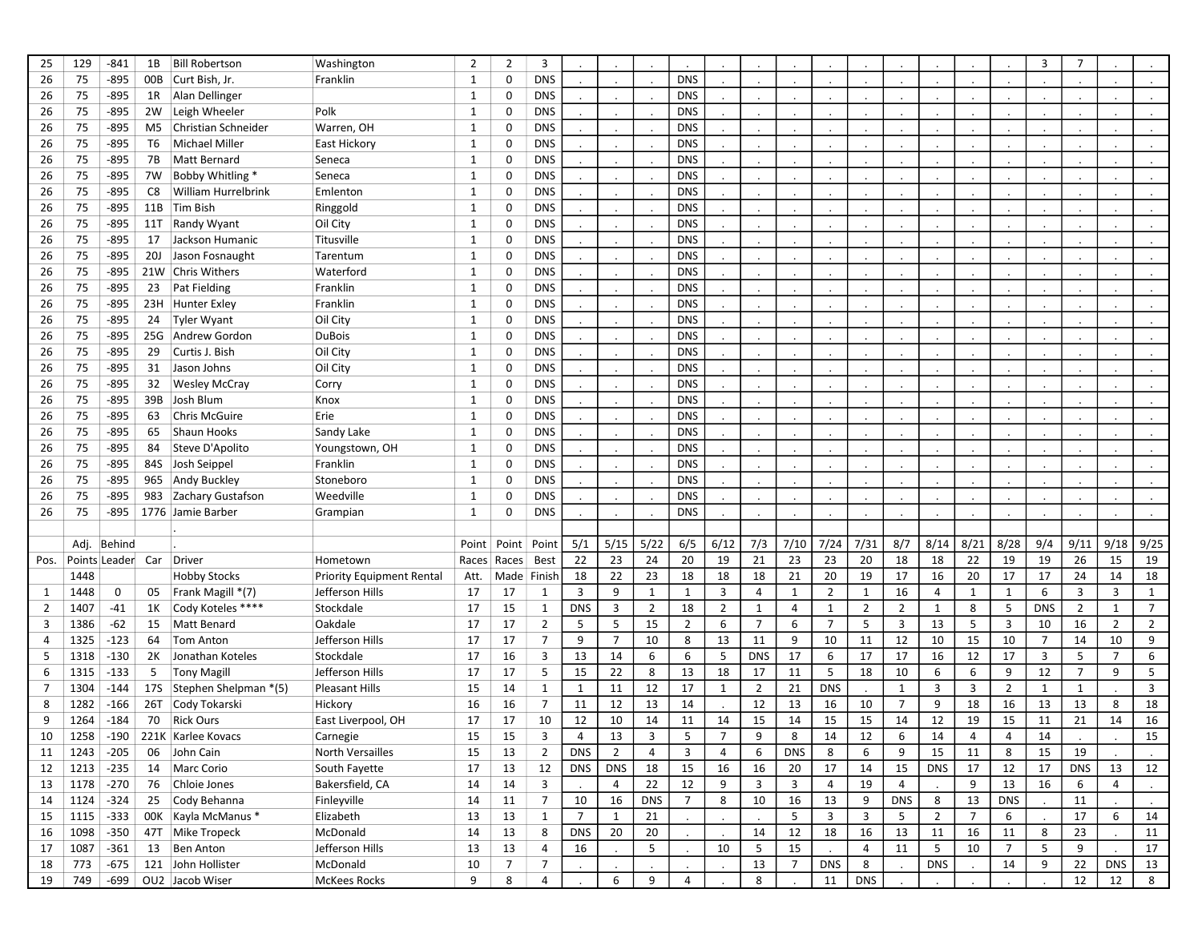| | | | | | | | | | | | | | | | | | | | | | | | | |
|---|---|---|---|---|---|---|---|---|---|---|---|---|---|---|---|---|---|---|---|---|---|---|---|---|
| 25 | 129 | -841 | 1B | Bill Robertson | Washington | 2 | 2 | 3 | . | . | . | . | . | . | . | . | . | . | . | . | . | 3 | 7 | . | . |
| 26 | 75 | -895 | 00B | Curt Bish, Jr. | Franklin | 1 | 0 | DNS | . | . | . | DNS | . | . | . | . | . | . | . | . | . | . | . | . | . |
| 26 | 75 | -895 | 1R | Alan Dellinger | | 1 | 0 | DNS | . | . | . | DNS | . | . | . | . | . | . | . | . | . | . | . | . | . |
| 26 | 75 | -895 | 2W | Leigh Wheeler | Polk | 1 | 0 | DNS | . | . | . | DNS | . | . | . | . | . | . | . | . | . | . | . | . | . |
| 26 | 75 | -895 | M5 | Christian Schneider | Warren, OH | 1 | 0 | DNS | . | . | . | DNS | . | . | . | . | . | . | . | . | . | . | . | . | . |
| 26 | 75 | -895 | T6 | Michael Miller | East Hickory | 1 | 0 | DNS | . | . | . | DNS | . | . | . | . | . | . | . | . | . | . | . | . | . |
| 26 | 75 | -895 | 7B | Matt Bernard | Seneca | 1 | 0 | DNS | . | . | . | DNS | . | . | . | . | . | . | . | . | . | . | . | . | . |
| 26 | 75 | -895 | 7W | Bobby Whitling * | Seneca | 1 | 0 | DNS | . | . | . | DNS | . | . | . | . | . | . | . | . | . | . | . | . | . |
| 26 | 75 | -895 | C8 | William Hurrelbrink | Emlenton | 1 | 0 | DNS | . | . | . | DNS | . | . | . | . | . | . | . | . | . | . | . | . | . |
| 26 | 75 | -895 | 11B | Tim Bish | Ringgold | 1 | 0 | DNS | . | . | . | DNS | . | . | . | . | . | . | . | . | . | . | . | . | . |
| 26 | 75 | -895 | 11T | Randy Wyant | Oil City | 1 | 0 | DNS | . | . | . | DNS | . | . | . | . | . | . | . | . | . | . | . | . | . |
| 26 | 75 | -895 | 17 | Jackson Humanic | Titusville | 1 | 0 | DNS | . | . | . | DNS | . | . | . | . | . | . | . | . | . | . | . | . | . |
| 26 | 75 | -895 | 20J | Jason Fosnaught | Tarentum | 1 | 0 | DNS | . | . | . | DNS | . | . | . | . | . | . | . | . | . | . | . | . | . |
| 26 | 75 | -895 | 21W | Chris Withers | Waterford | 1 | 0 | DNS | . | . | . | DNS | . | . | . | . | . | . | . | . | . | . | . | . | . |
| 26 | 75 | -895 | 23 | Pat Fielding | Franklin | 1 | 0 | DNS | . | . | . | DNS | . | . | . | . | . | . | . | . | . | . | . | . | . |
| 26 | 75 | -895 | 23H | Hunter Exley | Franklin | 1 | 0 | DNS | . | . | . | DNS | . | . | . | . | . | . | . | . | . | . | . | . | . |
| 26 | 75 | -895 | 24 | Tyler Wyant | Oil City | 1 | 0 | DNS | . | . | . | DNS | . | . | . | . | . | . | . | . | . | . | . | . | . |
| 26 | 75 | -895 | 25G | Andrew Gordon | DuBois | 1 | 0 | DNS | . | . | . | DNS | . | . | . | . | . | . | . | . | . | . | . | . | . |
| 26 | 75 | -895 | 29 | Curtis J. Bish | Oil City | 1 | 0 | DNS | . | . | . | DNS | . | . | . | . | . | . | . | . | . | . | . | . | . |
| 26 | 75 | -895 | 31 | Jason Johns | Oil City | 1 | 0 | DNS | . | . | . | DNS | . | . | . | . | . | . | . | . | . | . | . | . | . |
| 26 | 75 | -895 | 32 | Wesley McCray | Corry | 1 | 0 | DNS | . | . | . | DNS | . | . | . | . | . | . | . | . | . | . | . | . | . |
| 26 | 75 | -895 | 39B | Josh Blum | Knox | 1 | 0 | DNS | . | . | . | DNS | . | . | . | . | . | . | . | . | . | . | . | . | . |
| 26 | 75 | -895 | 63 | Chris McGuire | Erie | 1 | 0 | DNS | . | . | . | DNS | . | . | . | . | . | . | . | . | . | . | . | . | . |
| 26 | 75 | -895 | 65 | Shaun Hooks | Sandy Lake | 1 | 0 | DNS | . | . | . | DNS | . | . | . | . | . | . | . | . | . | . | . | . | . |
| 26 | 75 | -895 | 84 | Steve D'Apolito | Youngstown, OH | 1 | 0 | DNS | . | . | . | DNS | . | . | . | . | . | . | . | . | . | . | . | . | . |
| 26 | 75 | -895 | 84S | Josh Seippel | Franklin | 1 | 0 | DNS | . | . | . | DNS | . | . | . | . | . | . | . | . | . | . | . | . | . |
| 26 | 75 | -895 | 965 | Andy Buckley | Stoneboro | 1 | 0 | DNS | . | . | . | DNS | . | . | . | . | . | . | . | . | . | . | . | . | . |
| 26 | 75 | -895 | 983 | Zachary Gustafson | Weedville | 1 | 0 | DNS | . | . | . | DNS | . | . | . | . | . | . | . | . | . | . | . | . | . |
| 26 | 75 | -895 | 1776 | Jamie Barber | Grampian | 1 | 0 | DNS | . | . | . | DNS | . | . | . | . | . | . | . | . | . | . | . | . | . |
| | | | | . | | | | | | | | | | | | | | | | | | | | | |
| | Adj. | Behind | | . | | Point | Point | Point | 5/1 | 5/15 | 5/22 | 6/5 | 6/12 | 7/3 | 7/10 | 7/24 | 7/31 | 8/7 | 8/14 | 8/21 | 8/28 | 9/4 | 9/11 | 9/18 | 9/25 |
| Pos. | Points | Leader | Car | Driver | Hometown | Races | Races | Best | 22 | 23 | 24 | 20 | 19 | 21 | 23 | 23 | 20 | 18 | 18 | 22 | 19 | 19 | 26 | 15 | 19 |
| | 1448 | | | Hobby Stocks | Priority Equipment Rental | Att. | Made | Finish | 18 | 22 | 23 | 18 | 18 | 18 | 21 | 20 | 19 | 17 | 16 | 20 | 17 | 17 | 24 | 14 | 18 |
| 1 | 1448 | 0 | 05 | Frank Magill *(7) | Jefferson Hills | 17 | 17 | 1 | 3 | 9 | 1 | 1 | 3 | 4 | 1 | 2 | 1 | 16 | 4 | 1 | 1 | 6 | 3 | 3 | 1 |
| 2 | 1407 | -41 | 1K | Cody Koteles **** | Stockdale | 17 | 15 | 1 | DNS | 3 | 2 | 18 | 2 | 1 | 4 | 1 | 2 | 2 | 1 | 8 | 5 | DNS | 2 | 1 | 7 |
| 3 | 1386 | -62 | 15 | Matt Benard | Oakdale | 17 | 17 | 2 | 5 | 5 | 15 | 2 | 6 | 7 | 6 | 7 | 5 | 3 | 13 | 5 | 3 | 10 | 16 | 2 | 2 |
| 4 | 1325 | -123 | 64 | Tom Anton | Jefferson Hills | 17 | 17 | 7 | 9 | 7 | 10 | 8 | 13 | 11 | 9 | 10 | 11 | 12 | 10 | 15 | 10 | 7 | 14 | 10 | 9 |
| 5 | 1318 | -130 | 2K | Jonathan Koteles | Stockdale | 17 | 16 | 3 | 13 | 14 | 6 | 6 | 5 | DNS | 17 | 6 | 17 | 17 | 16 | 12 | 17 | 3 | 5 | 7 | 6 |
| 6 | 1315 | -133 | 5 | Tony Magill | Jefferson Hills | 17 | 17 | 5 | 15 | 22 | 8 | 13 | 18 | 17 | 11 | 5 | 18 | 10 | 6 | 6 | 9 | 12 | 7 | 9 | 5 |
| 7 | 1304 | -144 | 17S | Stephen Shelpman *(5) | Pleasant Hills | 15 | 14 | 1 | 1 | 11 | 12 | 17 | 1 | 2 | 21 | DNS | . | 1 | 3 | 3 | 2 | 1 | 1 | . | 3 |
| 8 | 1282 | -166 | 26T | Cody Tokarski | Hickory | 16 | 16 | 7 | 11 | 12 | 13 | 14 | . | 12 | 13 | 16 | 10 | 7 | 9 | 18 | 16 | 13 | 13 | 8 | 18 |
| 9 | 1264 | -184 | 70 | Rick Ours | East Liverpool, OH | 17 | 17 | 10 | 12 | 10 | 14 | 11 | 14 | 15 | 14 | 15 | 15 | 14 | 12 | 19 | 15 | 11 | 21 | 14 | 16 |
| 10 | 1258 | -190 | 221K | Karlee Kovacs | Carnegie | 15 | 15 | 3 | 4 | 13 | 3 | 5 | 7 | 9 | 8 | 14 | 12 | 6 | 14 | 4 | 4 | 14 | . | . | 15 |
| 11 | 1243 | -205 | 06 | John Cain | North Versailles | 15 | 13 | 2 | DNS | 2 | 4 | 3 | 4 | 6 | DNS | 8 | 6 | 9 | 15 | 11 | 8 | 15 | 19 | . | . |
| 12 | 1213 | -235 | 14 | Marc Corio | South Fayette | 17 | 13 | 12 | DNS | DNS | 18 | 15 | 16 | 16 | 20 | 17 | 14 | 15 | DNS | 17 | 12 | 17 | DNS | 13 | 12 |
| 13 | 1178 | -270 | 76 | Chloie Jones | Bakersfield, CA | 14 | 14 | 3 | . | 4 | 22 | 12 | 9 | 3 | 3 | 4 | 19 | 4 | . | 9 | 13 | 16 | 6 | 4 | . |
| 14 | 1124 | -324 | 25 | Cody Behanna | Finleyville | 14 | 11 | 7 | 10 | 16 | DNS | 7 | 8 | 10 | 16 | 13 | 9 | DNS | 8 | 13 | DNS | . | 11 | . | . |
| 15 | 1115 | -333 | 00K | Kayla McManus * | Elizabeth | 13 | 13 | 1 | 7 | 1 | 21 | . | . | . | 5 | 3 | 3 | 5 | 2 | 7 | 6 | . | 17 | 6 | 14 |
| 16 | 1098 | -350 | 47T | Mike Tropeck | McDonald | 14 | 13 | 8 | DNS | 20 | 20 | . | . | 14 | 12 | 18 | 16 | 13 | 11 | 16 | 11 | 8 | 23 | . | 11 |
| 17 | 1087 | -361 | 13 | Ben Anton | Jefferson Hills | 13 | 13 | 4 | 16 | . | 5 | . | 10 | 5 | 15 | . | 4 | 11 | 5 | 10 | 7 | 5 | 9 | . | 17 |
| 18 | 773 | -675 | 121 | John Hollister | McDonald | 10 | 7 | 7 | . | . | . | . | . | 13 | 7 | DNS | 8 | . | DNS | . | 14 | 9 | 22 | DNS | 13 |
| 19 | 749 | -699 | OU2 | Jacob Wiser | McKees Rocks | 9 | 8 | 4 | . | 6 | 9 | 4 | . | 8 | . | 11 | DNS | . | . | . | . | . | 12 | 12 | 8 |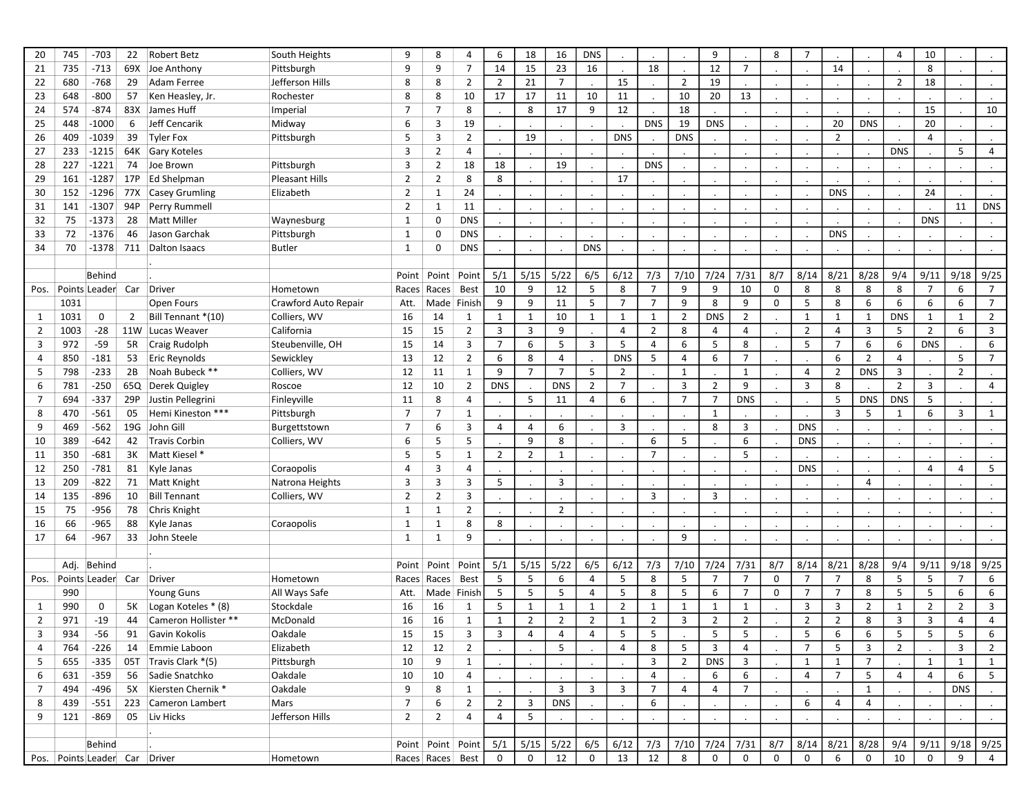| 20 | 745 | -703 | 22 | Robert Betz | South Heights | 9 | 8 | 4 | 6 | 18 | 16 | DNS | . | . | . | 9 | . | 8 | 7 | . | . | 4 | 10 | . | . |
|---|---|---|---|---|---|---|---|---|---|---|---|---|---|---|---|---|---|---|---|---|---|---|---|---|---|
| 21 | 735 | -713 | 69X | Joe Anthony | Pittsburgh | 9 | 9 | 7 | 14 | 15 | 23 | 16 | . | 18 | . | 12 | 7 | . | . | 14 | . | . | 8 | . | . |
| 22 | 680 | -768 | 29 | Adam Ferree | Jefferson Hills | 8 | 8 | 2 | 2 | 21 | 7 | . | 15 | . | 2 | 19 | . | . | . | . | . | 2 | 18 | . | . |
| 23 | 648 | -800 | 57 | Ken Heasley, Jr. | Rochester | 8 | 8 | 10 | 17 | 17 | 11 | 10 | 11 | . | 10 | 20 | 13 | . | . | . | . | . | . | . | . |
| 24 | 574 | -874 | 83X | James Huff | Imperial | 7 | 7 | 8 | . | 8 | 17 | 9 | 12 | . | 18 | . | . | . | . | . | . | . | 15 | . | 10 |
| 25 | 448 | -1000 | 6 | Jeff Cencarik | Midway | 6 | 3 | 19 | . | . | . | . | . | DNS | 19 | DNS | . | . | . | 20 | DNS | . | 20 | . | . |
| 26 | 409 | -1039 | 39 | Tyler Fox | Pittsburgh | 5 | 3 | 2 | . | 19 | . | . | DNS | . | DNS | . | . | . | . | 2 | . | . | 4 | . | . |
| 27 | 233 | -1215 | 64K | Gary Koteles | | 3 | 2 | 4 | . | . | . | . | . | . | . | . | . | . | . | . | . | DNS | . | 5 | 4 |
| 28 | 227 | -1221 | 74 | Joe Brown | Pittsburgh | 3 | 2 | 18 | 18 | . | 19 | . | . | DNS | . | . | . | . | . | . | . | . | . | . | . |
| 29 | 161 | -1287 | 17P | Ed Shelpman | Pleasant Hills | 2 | 2 | 8 | 8 | . | . | . | 17 | . | . | . | . | . | . | . | . | . | . | . | . |
| 30 | 152 | -1296 | 77X | Casey Grumling | Elizabeth | 2 | 1 | 24 | . | . | . | . | . | . | . | . | . | . | . | DNS | . | . | 24 | . | . |
| 31 | 141 | -1307 | 94P | Perry Rummell | | 2 | 1 | 11 | . | . | . | . | . | . | . | . | . | . | . | . | . | . | . | 11 | DNS |
| 32 | 75 | -1373 | 28 | Matt Miller | Waynesburg | 1 | 0 | DNS | . | . | . | . | . | . | . | . | . | . | . | . | . | . | DNS | . | . |
| 33 | 72 | -1376 | 46 | Jason Garchak | Pittsburgh | 1 | 0 | DNS | . | . | . | . | . | . | . | . | . | . | . | DNS | . | . | . | . | . |
| 34 | 70 | -1378 | 711 | Dalton Isaacs | Butler | 1 | 0 | DNS | . | . | . | DNS | . | . | . | . | . | . | . | . | . | . | . | . | . |

| | | Behind | | . | | Point | Point | Point | 5/1 | 5/15 | 5/22 | 6/5 | 6/12 | 7/3 | 7/10 | 7/24 | 7/31 | 8/7 | 8/14 | 8/21 | 8/28 | 9/4 | 9/11 | 9/18 | 9/25 |
|---|---|---|---|---|---|---|---|---|---|---|---|---|---|---|---|---|---|---|---|---|---|---|---|---|---|
| Pos. | Points | Leader | Car | Driver | Hometown | Races | Races | Best | 10 | 9 | 12 | 5 | 8 | 7 | 9 | 9 | 10 | 0 | 8 | 8 | 8 | 8 | 7 | 6 | 7 |
| | 1031 | | | Open Fours | Crawford Auto Repair | Att. | Made | Finish | 9 | 9 | 11 | 5 | 7 | 7 | 9 | 8 | 9 | 0 | 5 | 8 | 6 | 6 | 6 | 6 | 7 |
| 1 | 1031 | 0 | 2 | Bill Tennant *(10) | Colliers, WV | 16 | 14 | 1 | 1 | 1 | 10 | 1 | 1 | 1 | 2 | DNS | 2 | . | 1 | 1 | 1 | DNS | 1 | 1 | 2 |
| 2 | 1003 | -28 | 11W | Lucas Weaver | California | 15 | 15 | 2 | 3 | 3 | 9 | . | 4 | 2 | 8 | 4 | 4 | . | 2 | 4 | 3 | 5 | 2 | 6 | 3 |
| 3 | 972 | -59 | 5R | Craig Rudolph | Steubenville, OH | 15 | 14 | 3 | 7 | 6 | 5 | 3 | 5 | 4 | 6 | 5 | 8 | . | 5 | 7 | 6 | 6 | DNS | . | 6 |
| 4 | 850 | -181 | 53 | Eric Reynolds | Sewickley | 13 | 12 | 2 | 6 | 8 | 4 | . | DNS | 5 | 4 | 6 | 7 | . | . | 6 | 2 | 4 | . | 5 | 7 |
| 5 | 798 | -233 | 2B | Noah Bubeck ** | Colliers, WV | 12 | 11 | 1 | 9 | 7 | 7 | 5 | 2 | . | 1 | . | 1 | . | 4 | 2 | DNS | 3 | . | 2 | . |
| 6 | 781 | -250 | 65Q | Derek Quigley | Roscoe | 12 | 10 | 2 | DNS | . | DNS | 2 | 7 | . | 3 | 2 | 9 | . | 3 | 8 | . | 2 | 3 | . | 4 |
| 7 | 694 | -337 | 29P | Justin Pellegrini | Finleyville | 11 | 8 | 4 | . | 5 | 11 | 4 | 6 | . | 7 | 7 | DNS | . | . | 5 | DNS | DNS | 5 | . | . |
| 8 | 470 | -561 | 05 | Hemi Kineston *** | Pittsburgh | 7 | 7 | 1 | . | . | . | . | . | . | . | 1 | . | . | . | 3 | 5 | 1 | 6 | 3 | 1 |
| 9 | 469 | -562 | 19G | John Gill | Burgettstown | 7 | 6 | 3 | 4 | 4 | 6 | . | 3 | . | . | 8 | 3 | . | DNS | . | . | . | . | . | . |
| 10 | 389 | -642 | 42 | Travis Corbin | Colliers, WV | 6 | 5 | 5 | . | 9 | 8 | . | . | 6 | 5 | . | 6 | . | DNS | . | . | . | . | . | . |
| 11 | 350 | -681 | 3K | Matt Kiesel * | | 5 | 5 | 1 | 2 | 2 | 1 | . | . | 7 | . | . | 5 | . | . | . | . | . | . | . | . |
| 12 | 250 | -781 | 81 | Kyle Janas | Coraopolis | 4 | 3 | 4 | . | . | . | . | . | . | . | . | . | . | DNS | . | . | . | 4 | 4 | 5 |
| 13 | 209 | -822 | 71 | Matt Knight | Natrona Heights | 3 | 3 | 3 | 5 | . | 3 | . | . | . | . | . | . | . | . | . | 4 | . | . | . | . |
| 14 | 135 | -896 | 10 | Bill Tennant | Colliers, WV | 2 | 2 | 3 | . | . | . | . | . | 3 | . | 3 | . | . | . | . | . | . | . | . | . |
| 15 | 75 | -956 | 78 | Chris Knight | | 1 | 1 | 2 | . | . | 2 | . | . | . | . | . | . | . | . | . | . | . | . | . | . |
| 16 | 66 | -965 | 88 | Kyle Janas | Coraopolis | 1 | 1 | 8 | 8 | . | . | . | . | . | . | . | . | . | . | . | . | . | . | . | . |
| 17 | 64 | -967 | 33 | John Steele | | 1 | 1 | 9 | . | . | . | . | . | . | 9 | . | . | . | . | . | . | . | . | . | . |

| | Adj. | Behind | | . | | Point | Point | Point | 5/1 | 5/15 | 5/22 | 6/5 | 6/12 | 7/3 | 7/10 | 7/24 | 7/31 | 8/7 | 8/14 | 8/21 | 8/28 | 9/4 | 9/11 | 9/18 | 9/25 |
|---|---|---|---|---|---|---|---|---|---|---|---|---|---|---|---|---|---|---|---|---|---|---|---|---|---|
| Pos. | Points | Leader | Car | Driver | Hometown | Races | Races | Best | 5 | 5 | 6 | 4 | 5 | 8 | 5 | 7 | 7 | 0 | 7 | 7 | 8 | 5 | 5 | 7 | 6 |
| | 990 | | | Young Guns | All Ways Safe | Att. | Made | Finish | 5 | 5 | 5 | 4 | 5 | 8 | 5 | 6 | 7 | 0 | 7 | 7 | 8 | 5 | 5 | 6 | 6 |
| 1 | 990 | 0 | 5K | Logan Koteles * (8) | Stockdale | 16 | 16 | 1 | 5 | 1 | 1 | 1 | 2 | 1 | 1 | 1 | 1 | . | 3 | 3 | 2 | 1 | 2 | 2 | 3 |
| 2 | 971 | -19 | 44 | Cameron Hollister ** | McDonald | 16 | 16 | 1 | 1 | 2 | 2 | 2 | 1 | 2 | 3 | 2 | 2 | . | 2 | 2 | 8 | 3 | 3 | 4 | 4 |
| 3 | 934 | -56 | 91 | Gavin Kokolis | Oakdale | 15 | 15 | 3 | 3 | 4 | 4 | 4 | 5 | 5 | . | 5 | 5 | . | 5 | 6 | 6 | 5 | 5 | 5 | 6 |
| 4 | 764 | -226 | 14 | Emmie Laboon | Elizabeth | 12 | 12 | 2 | . | . | 5 | . | 4 | 8 | 5 | 3 | 4 | . | 7 | 5 | 3 | 2 | . | 3 | 2 |
| 5 | 655 | -335 | 05T | Travis Clark *(5) | Pittsburgh | 10 | 9 | 1 | . | . | . | . | . | 3 | 2 | DNS | 3 | . | 1 | 1 | 7 | . | 1 | 1 | 1 |
| 6 | 631 | -359 | 56 | Sadie Snatchko | Oakdale | 10 | 10 | 4 | . | . | . | . | . | 4 | . | 6 | 6 | . | 4 | 7 | 5 | 4 | 4 | 6 | 5 |
| 7 | 494 | -496 | 5X | Kiersten Chernik * | Oakdale | 9 | 8 | 1 | . | . | 3 | 3 | 3 | 7 | 4 | 4 | 7 | . | . | . | 1 | . | . | DNS | . |
| 8 | 439 | -551 | 223 | Cameron Lambert | Mars | 7 | 6 | 2 | 2 | 3 | DNS | . | . | 6 | . | . | . | . | 6 | 4 | 4 | . | . | . | . |
| 9 | 121 | -869 | 05 | Liv Hicks | Jefferson Hills | 2 | 2 | 4 | 4 | 5 | . | . | . | . | . | . | . | . | . | . | . | . | . | . | . |

| | | Behind | | . | | Point | Point | Point | 5/1 | 5/15 | 5/22 | 6/5 | 6/12 | 7/3 | 7/10 | 7/24 | 7/31 | 8/7 | 8/14 | 8/21 | 8/28 | 9/4 | 9/11 | 9/18 | 9/25 |
|---|---|---|---|---|---|---|---|---|---|---|---|---|---|---|---|---|---|---|---|---|---|---|---|---|---|
| Pos. | Points | Leader | Car | Driver | Hometown | Races | Races | Best | 0 | 0 | 12 | 0 | 13 | 12 | 8 | 0 | 0 | 0 | 0 | 6 | 0 | 10 | 0 | 9 | 4 |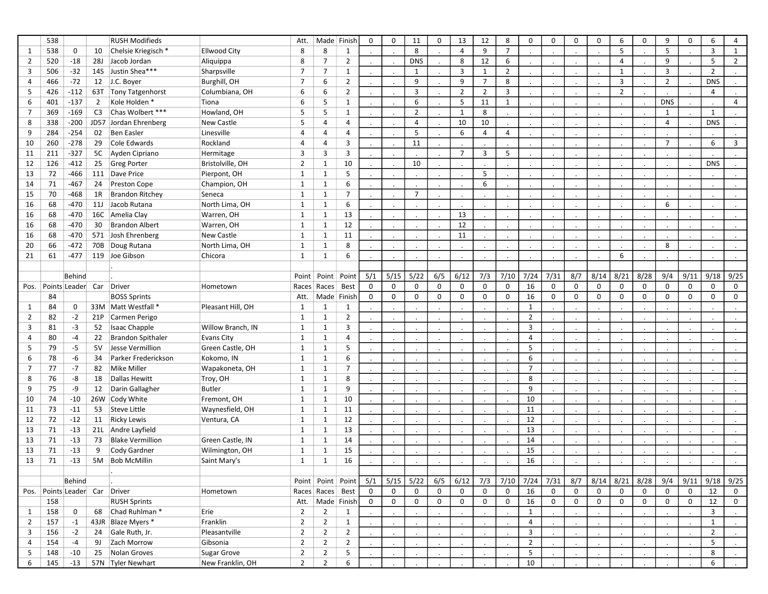| | 538 | | | RUSH Modifieds | | Att. | Made | Finish | 0 | 0 | 11 | 0 | 13 | 12 | 8 | 0 | 0 | 0 | 0 | 6 | 0 | 9 | 0 | 6 | 4 |
|---|---|---|---|---|---|---|---|---|---|---|---|---|---|---|---|---|---|---|---|---|---|---|---|---|---|
| 1 | 538 | 0 | 10 | Chelsie Kriegisch * | Ellwood City | 8 | 8 | 1 | . | . | 8 | . | 4 | 9 | 7 | . | . | . | . | 5 | . | 5 | . | 3 | 1 |
| 2 | 520 | -18 | 28J | Jacob Jordan | Aliquippa | 8 | 7 | 2 | . | . | DNS | . | 8 | 12 | 6 | . | . | . | . | 4 | . | 9 | . | 5 | 2 |
| 3 | 506 | -32 | 14S | Justin Shea*** | Sharpsville | 7 | 7 | 1 | . | . | 1 | . | 3 | 1 | 2 | . | . | . | . | 1 | . | 3 | . | 2 | . |
| 4 | 466 | -72 | 12 | J.C. Boyer | Burghill, OH | 7 | 6 | 2 | . | . | 9 | . | 9 | 7 | 8 | . | . | . | . | 3 | . | 2 | . | DNS | . |
| 5 | 426 | -112 | 63T | Tony Tatgenhorst | Columbiana, OH | 6 | 6 | 2 | . | . | 3 | . | 2 | 2 | 3 | . | . | . | . | 2 | . | . | . | 4 | . |
| 6 | 401 | -137 | 2 | Kole Holden * | Tiona | 6 | 5 | 1 | . | . | 6 | . | 5 | 11 | 1 | . | . | . | . | . | . | DNS | . | . | 4 |
| 7 | 369 | -169 | C3 | Chas Wolbert *** | Howland, OH | 5 | 5 | 1 | . | . | 2 | . | 1 | 8 | . | . | . | . | . | . | . | 1 | . | 1 | . |
| 8 | 338 | -200 | JD57 | Jordan Ehrenberg | New Castle | 5 | 4 | 4 | . | . | 4 | . | 10 | 10 | . | . | . | . | . | . | . | 4 | . | DNS | . |
| 9 | 284 | -254 | 02 | Ben Easler | Linesville | 4 | 4 | 4 | . | . | 5 | . | 6 | 4 | 4 | . | . | . | . | . | . | . | . | . | . |
| 10 | 260 | -278 | 29 | Cole Edwards | Rockland | 4 | 4 | 3 | . | . | 11 | . | . | . | . | . | . | . | . | . | . | 7 | . | 6 | 3 |
| 11 | 211 | -327 | 5C | Ayden Cipriano | Hermitage | 3 | 3 | 3 | . | . | . | . | 7 | 3 | 5 | . | . | . | . | . | . | . | . | . | . |
| 12 | 126 | -412 | 25 | Greg Porter | Bristolville, OH | 2 | 1 | 10 | . | . | 10 | . | . | . | . | . | . | . | . | . | . | . | . | DNS | . |
| 13 | 72 | -466 | 111 | Dave Price | Pierpont, OH | 1 | 1 | 5 | . | . | . | . | . | 5 | . | . | . | . | . | . | . | . | . | . | . |
| 14 | 71 | -467 | 24 | Preston Cope | Champion, OH | 1 | 1 | 6 | . | . | . | . | . | 6 | . | . | . | . | . | . | . | . | . | . | . |
| 15 | 70 | -468 | 1R | Brandon Ritchey | Seneca | 1 | 1 | 7 | . | . | 7 | . | . | . | . | . | . | . | . | . | . | . | . | . | . |
| 16 | 68 | -470 | 11J | Jacob Rutana | North Lima, OH | 1 | 1 | 6 | . | . | . | . | . | . | . | . | . | . | . | . | . | 6 | . | . | . |
| 16 | 68 | -470 | 16C | Amelia Clay | Warren, OH | 1 | 1 | 13 | . | . | . | . | 13 | . | . | . | . | . | . | . | . | . | . | . | . |
| 16 | 68 | -470 | 30 | Brandon Albert | Warren, OH | 1 | 1 | 12 | . | . | . | . | 12 | . | . | . | . | . | . | . | . | . | . | . | . |
| 16 | 68 | -470 | 571 | Josh Ehrenberg | New Castle | 1 | 1 | 11 | . | . | . | . | 11 | . | . | . | . | . | . | . | . | . | . | . | . |
| 20 | 66 | -472 | 70B | Doug Rutana | North Lima, OH | 1 | 1 | 8 | . | . | . | . | . | . | . | . | . | . | . | . | . | 8 | . | . | . |
| 21 | 61 | -477 | 119 | Joe Gibson | Chicora | 1 | 1 | 6 | . | . | . | . | . | . | . | . | . | . | . | 6 | . | . | . | . | . |

| | | Behind | | . | | Point | Point | Point | 5/1 | 5/15 | 5/22 | 6/5 | 6/12 | 7/3 | 7/10 | 7/24 | 7/31 | 8/7 | 8/14 | 8/21 | 8/28 | 9/4 | 9/11 | 9/18 | 9/25 |
|---|---|---|---|---|---|---|---|---|---|---|---|---|---|---|---|---|---|---|---|---|---|---|---|---|---|
| Pos. | Points | Leader | Car | Driver | Hometown | Races | Races | Best | 0 | 0 | 0 | 0 | 0 | 0 | 0 | 16 | 0 | 0 | 0 | 0 | 0 | 0 | 0 | 0 | 0 |
| | 84 | | | BOSS Sprints | | Att. | Made | Finish | 0 | 0 | 0 | 0 | 0 | 0 | 0 | 16 | 0 | 0 | 0 | 0 | 0 | 0 | 0 | 0 | 0 |
| 1 | 84 | 0 | 33M | Matt Westfall * | Pleasant Hill, OH | 1 | 1 | 1 | . | . | . | . | . | . | . | 1 | . | . | . | . | . | . | . | . | . |
| 2 | 82 | -2 | 21P | Carmen Perigo | | 1 | 1 | 2 | . | . | . | . | . | . | . | 2 | . | . | . | . | . | . | . | . | . |
| 3 | 81 | -3 | 52 | Isaac Chapple | Willow Branch, IN | 1 | 1 | 3 | . | . | . | . | . | . | . | 3 | . | . | . | . | . | . | . | . | . |
| 4 | 80 | -4 | 22 | Brandon Spithaler | Evans City | 1 | 1 | 4 | . | . | . | . | . | . | . | 4 | . | . | . | . | . | . | . | . | . |
| 5 | 79 | -5 | 5V | Jesse Vermillion | Green Castle, OH | 1 | 1 | 5 | . | . | . | . | . | . | . | 5 | . | . | . | . | . | . | . | . | . |
| 6 | 78 | -6 | 34 | Parker Frederickson | Kokomo, IN | 1 | 1 | 6 | . | . | . | . | . | . | . | 6 | . | . | . | . | . | . | . | . | . |
| 7 | 77 | -7 | 82 | Mike Miller | Wapakoneta, OH | 1 | 1 | 7 | . | . | . | . | . | . | . | 7 | . | . | . | . | . | . | . | . | . |
| 8 | 76 | -8 | 18 | Dallas Hewitt | Troy, OH | 1 | 1 | 8 | . | . | . | . | . | . | . | 8 | . | . | . | . | . | . | . | . | . |
| 9 | 75 | -9 | 12 | Darin Gallagher | Butler | 1 | 1 | 9 | . | . | . | . | . | . | . | 9 | . | . | . | . | . | . | . | . | . |
| 10 | 74 | -10 | 26W | Cody White | Fremont, OH | 1 | 1 | 10 | . | . | . | . | . | . | . | 10 | . | . | . | . | . | . | . | . | . |
| 11 | 73 | -11 | 53 | Steve Little | Waynesfield, OH | 1 | 1 | 11 | . | . | . | . | . | . | . | 11 | . | . | . | . | . | . | . | . | . |
| 12 | 72 | -12 | 11 | Ricky Lewis | Ventura, CA | 1 | 1 | 12 | . | . | . | . | . | . | . | 12 | . | . | . | . | . | . | . | . | . |
| 13 | 71 | -13 | 21L | Andre Layfield | | 1 | 1 | 13 | . | . | . | . | . | . | . | 13 | . | . | . | . | . | . | . | . | . |
| 13 | 71 | -13 | 73 | Blake Vermillion | Green Castle, IN | 1 | 1 | 14 | . | . | . | . | . | . | . | 14 | . | . | . | . | . | . | . | . | . |
| 13 | 71 | -13 | 9 | Cody Gardner | Wilmington, OH | 1 | 1 | 15 | . | . | . | . | . | . | . | 15 | . | . | . | . | . | . | . | . | . |
| 13 | 71 | -13 | 5M | Bob McMillin | Saint Mary's | 1 | 1 | 16 | . | . | . | . | . | . | . | 16 | . | . | . | . | . | . | . | . | . |

| | | Behind | | . | | Point | Point | Point | 5/1 | 5/15 | 5/22 | 6/5 | 6/12 | 7/3 | 7/10 | 7/24 | 7/31 | 8/7 | 8/14 | 8/21 | 8/28 | 9/4 | 9/11 | 9/18 | 9/25 |
|---|---|---|---|---|---|---|---|---|---|---|---|---|---|---|---|---|---|---|---|---|---|---|---|---|---|
| Pos. | Points | Leader | Car | Driver | Hometown | Races | Races | Best | 0 | 0 | 0 | 0 | 0 | 0 | 0 | 16 | 0 | 0 | 0 | 0 | 0 | 0 | 0 | 12 | 0 |
| | 158 | | | RUSH Sprints | | Att. | Made | Finish | 0 | 0 | 0 | 0 | 0 | 0 | 0 | 16 | 0 | 0 | 0 | 0 | 0 | 0 | 0 | 12 | 0 |
| 1 | 158 | 0 | 68 | Chad Ruhlman * | Erie | 2 | 2 | 1 | . | . | . | . | . | . | . | 1 | . | . | . | . | . | . | . | 3 | . |
| 2 | 157 | -1 | 43JR | Blaze Myers * | Franklin | 2 | 2 | 1 | . | . | . | . | . | . | . | 4 | . | . | . | . | . | . | . | 1 | . |
| 3 | 156 | -2 | 24 | Gale Ruth, Jr. | Pleasantville | 2 | 2 | 2 | . | . | . | . | . | . | . | 3 | . | . | . | . | . | . | . | 2 | . |
| 4 | 154 | -4 | 9J | Zach Morrow | Gibsonia | 2 | 2 | 2 | . | . | . | . | . | . | . | 2 | . | . | . | . | . | . | . | 5 | . |
| 5 | 148 | -10 | 25 | Nolan Groves | Sugar Grove | 2 | 2 | 5 | . | . | . | . | . | . | . | 5 | . | . | . | . | . | . | . | 8 | . |
| 6 | 145 | -13 | 57N | Tyler Newhart | New Franklin, OH | 2 | 2 | 6 | . | . | . | . | . | . | . | 10 | . | . | . | . | . | . | . | 6 | . |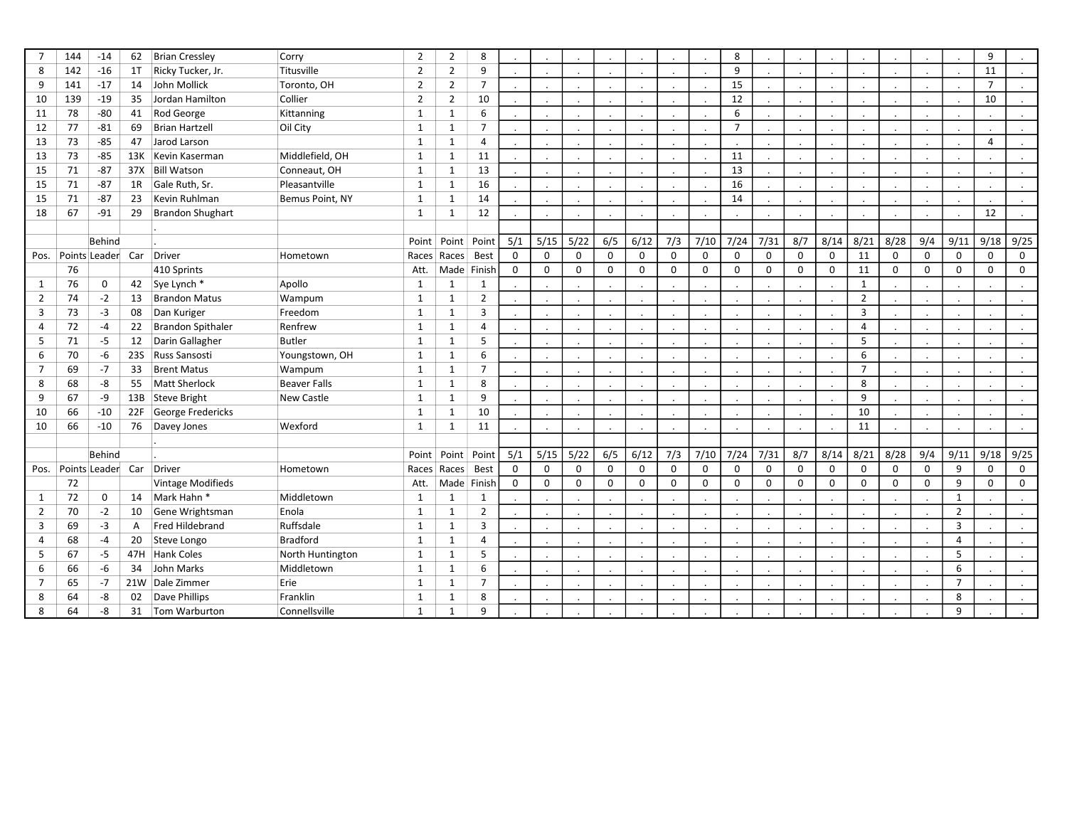| | | | | | | | | | | | | | | | | | | | | | | | | | |
|---|---|---|---|---|---|---|---|---|---|---|---|---|---|---|---|---|---|---|---|---|---|---|---|---|---|
| 7 | 144 | -14 | 62 | Brian Cressley | Corry | 2 | 2 | 8 | . | . | . | . | . | . | . | 8 | . | . | . | . | . | . | . | 9 | . |
| 8 | 142 | -16 | 1T | Ricky Tucker, Jr. | Titusville | 2 | 2 | 9 | . | . | . | . | . | . | . | 9 | . | . | . | . | . | . | . | 11 | . |
| 9 | 141 | -17 | 14 | John Mollick | Toronto, OH | 2 | 2 | 7 | . | . | . | . | . | . | . | 15 | . | . | . | . | . | . | . | 7 | . |
| 10 | 139 | -19 | 35 | Jordan Hamilton | Collier | 2 | 2 | 10 | . | . | . | . | . | . | . | 12 | . | . | . | . | . | . | . | 10 | . |
| 11 | 78 | -80 | 41 | Rod George | Kittanning | 1 | 1 | 6 | . | . | . | . | . | . | . | 6 | . | . | . | . | . | . | . | . | . |
| 12 | 77 | -81 | 69 | Brian Hartzell | Oil City | 1 | 1 | 7 | . | . | . | . | . | . | . | 7 | . | . | . | . | . | . | . | . | . |
| 13 | 73 | -85 | 47 | Jarod Larson | | 1 | 1 | 4 | . | . | . | . | . | . | . | . | . | . | . | . | . | . | . | 4 | . |
| 13 | 73 | -85 | 13K | Kevin Kaserman | Middlefield, OH | 1 | 1 | 11 | . | . | . | . | . | . | . | 11 | . | . | . | . | . | . | . | . | . |
| 15 | 71 | -87 | 37X | Bill Watson | Conneaut, OH | 1 | 1 | 13 | . | . | . | . | . | . | . | 13 | . | . | . | . | . | . | . | . | . |
| 15 | 71 | -87 | 1R | Gale Ruth, Sr. | Pleasantville | 1 | 1 | 16 | . | . | . | . | . | . | . | 16 | . | . | . | . | . | . | . | . | . |
| 15 | 71 | -87 | 23 | Kevin Ruhlman | Bemus Point, NY | 1 | 1 | 14 | . | . | . | . | . | . | . | 14 | . | . | . | . | . | . | . | . | . |
| 18 | 67 | -91 | 29 | Brandon Shughart | | 1 | 1 | 12 | . | . | . | . | . | . | . | . | . | . | . | . | . | . | . | 12 | . |
| | | | | . | | | | | | | | | | | | | | | | | | | | | |
| | | Behind | | . | | Point | Point | Point | 5/1 | 5/15 | 5/22 | 6/5 | 6/12 | 7/3 | 7/10 | 7/24 | 7/31 | 8/7 | 8/14 | 8/21 | 8/28 | 9/4 | 9/11 | 9/18 | 9/25 |
| Pos. | Points | Leader | Car | Driver | Hometown | Races | Races | Best | 0 | 0 | 0 | 0 | 0 | 0 | 0 | 0 | 0 | 0 | 0 | 11 | 0 | 0 | 0 | 0 | 0 |
| | 76 | | | 410 Sprints | | Att. | Made | Finish | 0 | 0 | 0 | 0 | 0 | 0 | 0 | 0 | 0 | 0 | 0 | 11 | 0 | 0 | 0 | 0 | 0 |
| 1 | 76 | 0 | 42 | Sye Lynch * | Apollo | 1 | 1 | 1 | . | . | . | . | . | . | . | . | . | . | . | 1 | . | . | . | . | . |
| 2 | 74 | -2 | 13 | Brandon Matus | Wampum | 1 | 1 | 2 | . | . | . | . | . | . | . | . | . | . | . | 2 | . | . | . | . | . |
| 3 | 73 | -3 | 08 | Dan Kuriger | Freedom | 1 | 1 | 3 | . | . | . | . | . | . | . | . | . | . | . | 3 | . | . | . | . | . |
| 4 | 72 | -4 | 22 | Brandon Spithaler | Renfrew | 1 | 1 | 4 | . | . | . | . | . | . | . | . | . | . | . | 4 | . | . | . | . | . |
| 5 | 71 | -5 | 12 | Darin Gallagher | Butler | 1 | 1 | 5 | . | . | . | . | . | . | . | . | . | . | . | 5 | . | . | . | . | . |
| 6 | 70 | -6 | 23S | Russ Sansosti | Youngstown, OH | 1 | 1 | 6 | . | . | . | . | . | . | . | . | . | . | . | 6 | . | . | . | . | . |
| 7 | 69 | -7 | 33 | Brent Matus | Wampum | 1 | 1 | 7 | . | . | . | . | . | . | . | . | . | . | . | 7 | . | . | . | . | . |
| 8 | 68 | -8 | 55 | Matt Sherlock | Beaver Falls | 1 | 1 | 8 | . | . | . | . | . | . | . | . | . | . | . | 8 | . | . | . | . | . |
| 9 | 67 | -9 | 13B | Steve Bright | New Castle | 1 | 1 | 9 | . | . | . | . | . | . | . | . | . | . | . | 9 | . | . | . | . | . |
| 10 | 66 | -10 | 22F | George Fredericks | | 1 | 1 | 10 | . | . | . | . | . | . | . | . | . | . | . | 10 | . | . | . | . | . |
| 10 | 66 | -10 | 76 | Davey Jones | Wexford | 1 | 1 | 11 | . | . | . | . | . | . | . | . | . | . | . | 11 | . | . | . | . | . |
| | | | | . | | | | | | | | | | | | | | | | | | | | | |
| | | Behind | | . | | Point | Point | Point | 5/1 | 5/15 | 5/22 | 6/5 | 6/12 | 7/3 | 7/10 | 7/24 | 7/31 | 8/7 | 8/14 | 8/21 | 8/28 | 9/4 | 9/11 | 9/18 | 9/25 |
| Pos. | Points | Leader | Car | Driver | Hometown | Races | Races | Best | 0 | 0 | 0 | 0 | 0 | 0 | 0 | 0 | 0 | 0 | 0 | 0 | 0 | 0 | 9 | 0 | 0 |
| | 72 | | | Vintage Modifieds | | Att. | Made | Finish | 0 | 0 | 0 | 0 | 0 | 0 | 0 | 0 | 0 | 0 | 0 | 0 | 0 | 0 | 9 | 0 | 0 |
| 1 | 72 | 0 | 14 | Mark Hahn * | Middletown | 1 | 1 | 1 | . | . | . | . | . | . | . | . | . | . | . | . | . | . | 1 | . | . |
| 2 | 70 | -2 | 10 | Gene Wrightsman | Enola | 1 | 1 | 2 | . | . | . | . | . | . | . | . | . | . | . | . | . | . | 2 | . | . |
| 3 | 69 | -3 | A | Fred Hildebrand | Ruffsdale | 1 | 1 | 3 | . | . | . | . | . | . | . | . | . | . | . | . | . | . | 3 | . | . |
| 4 | 68 | -4 | 20 | Steve Longo | Bradford | 1 | 1 | 4 | . | . | . | . | . | . | . | . | . | . | . | . | . | . | 4 | . | . |
| 5 | 67 | -5 | 47H | Hank Coles | North Huntington | 1 | 1 | 5 | . | . | . | . | . | . | . | . | . | . | . | . | . | . | 5 | . | . |
| 6 | 66 | -6 | 34 | John Marks | Middletown | 1 | 1 | 6 | . | . | . | . | . | . | . | . | . | . | . | . | . | . | 6 | . | . |
| 7 | 65 | -7 | 21W | Dale Zimmer | Erie | 1 | 1 | 7 | . | . | . | . | . | . | . | . | . | . | . | . | . | . | 7 | . | . |
| 8 | 64 | -8 | 02 | Dave Phillips | Franklin | 1 | 1 | 8 | . | . | . | . | . | . | . | . | . | . | . | . | . | . | 8 | . | . |
| 8 | 64 | -8 | 31 | Tom Warburton | Connellsville | 1 | 1 | 9 | . | . | . | . | . | . | . | . | . | . | . | . | . | . | 9 | . | . |